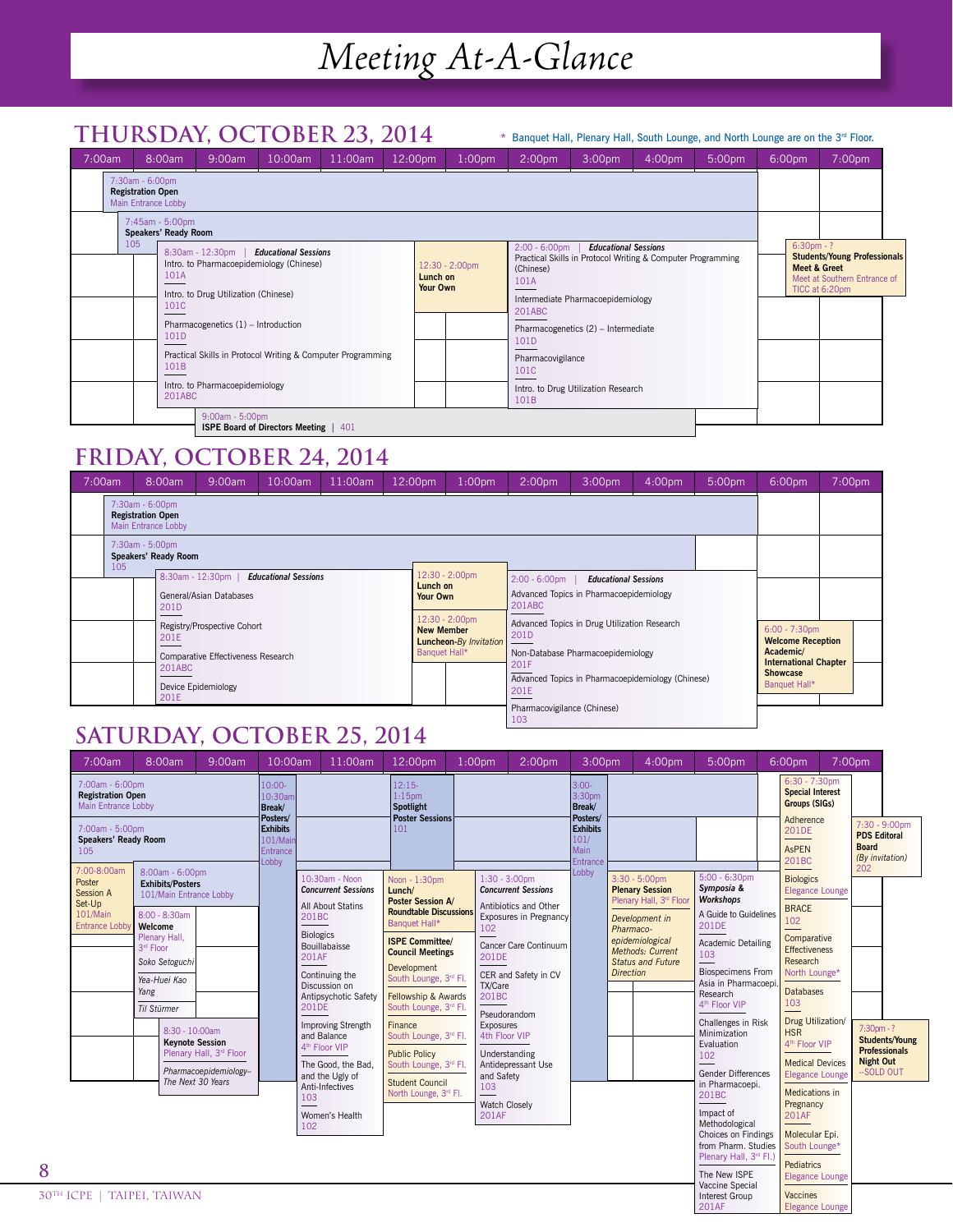# Meeting At-A-Glance

## THURSDAY, OCTOBER 23, 2014

\* Banquet Hall, Plenary Hall, South Lounge, and North Lounge are on the 3rd Floor.

- **7:30am - 6:00pm** — **Registration Open** — Main Entrance Lobby
- **7:45am - 5:00pm** — **Speakers' Ready Room** — 105
- **8:30am - 12:30pm** | *Educational Sessions*
  - Intro. to Pharmacoepidemiology (Chinese) — 101A
  - Intro. to Drug Utilization (Chinese) — 101C
  - Pharmacogenetics (1) – Introduction — 101D
  - Practical Skills in Protocol Writing & Computer Programming — 101B
  - Intro. to Pharmacoepidemiology — 201ABC
- **9:00am - 5:00pm** — **ISPE Board of Directors Meeting** | 401
- **12:30 - 2:00pm** — **Lunch on Your Own**
- **2:00 - 6:00pm** | *Educational Sessions*
  - Practical Skills in Protocol Writing & Computer Programming (Chinese) — 101A
  - Intermediate Pharmacoepidemiology — 201ABC
  - Pharmacogenetics (2) – Intermediate — 101D
  - Pharmacovigilance — 101C
  - Intro. to Drug Utilization Research — 101B
- **6:30pm - ?** — **Students/Young Professionals Meet & Greet** — Meet at Southern Entrance of TICC at 6:20pm

## FRIDAY, OCTOBER 24, 2014

- **7:30am - 6:00pm** — **Registration Open** — Main Entrance Lobby
- **7:30am - 5:00pm** — **Speakers' Ready Room** — 105
- **8:30am - 12:30pm** | *Educational Sessions*
  - General/Asian Databases — 201D
  - Registry/Prospective Cohort — 201E
  - Comparative Effectiveness Research — 201ABC
  - Device Epidemiology — 201E
- **12:30 - 2:00pm** — **Lunch on Your Own**
- **12:30 - 2:00pm** — **New Member Luncheon**-*By Invitation* — Banquet Hall*
- **2:00 - 6:00pm** | *Educational Sessions*
  - Advanced Topics in Pharmacoepidemiology — 201ABC
  - Advanced Topics in Drug Utilization Research — 201D
  - Non-Database Pharmacoepidemiology — 201F
  - Advanced Topics in Pharmacoepidemiology (Chinese) — 201E
  - Pharmacovigilance (Chinese) — 103
- **6:00 - 7:30pm** — **Welcome Reception Academic/International Chapter Showcase** — Banquet Hall*

## SATURDAY, OCTOBER 25, 2014

- **7:00am - 6:00pm** — **Registration Open** — Main Entrance Lobby
- **7:00am - 5:00pm** — **Speakers' Ready Room** — 105
- **7:00-8:00am** — Poster Session A Set-Up — 101/Main Entrance Lobby
- **8:00am - 6:00pm** — **Exhibits/Posters** — 101/Main Entrance Lobby
- **8:00 - 8:30am** — **Welcome** — Plenary Hall, 3rd Floor
  - Soko Setoguchi
  - Yea-Huei Kao Yang
  - Til Stürmer
- **8:30 - 10:00am** — **Keynote Session** — Plenary Hall, 3rd Floor
  - *Pharmacoepidemiology–The Next 30 Years*
- **10:00-10:30am** — **Break/Posters/Exhibits** — 101/Main Entrance Lobby
- **10:30am - Noon** — *Concurrent Sessions*
  - All About Statins — 201BC
  - Biologics Bouillabaisse — 201AF
  - Continuing the Discussion on Antipsychotic Safety — 201DE
  - Improving Strength and Balance — 4th Floor VIP
  - The Good, the Bad, and the Ugly of Anti-Infectives — 103
  - Women's Health — 102
- **12:15-1:15pm** — **Spotlight Poster Sessions** — 101
- **Noon - 1:30pm** — **Lunch/Poster Session A/Roundtable Discussions** — Banquet Hall*
- **ISPE Committee/Council Meetings**
  - Development — South Lounge, 3rd Fl.
  - Fellowship & Awards — South Lounge, 3rd Fl.
  - Finance — South Lounge, 3rd Fl.
  - Public Policy — South Lounge, 3rd Fl.
  - Student Council — North Lounge, 3rd Fl.
- **1:30 - 3:00pm** — *Concurrent Sessions*
  - Antibiotics and Other Exposures in Pregnancy — 102
  - Cancer Care Continuum — 201DE
  - CER and Safety in CV TX/Care — 201BC
  - Pseudorandom Exposures — 4th Floor VIP
  - Understanding Antidepressant Use and Safety — 103
  - Watch Closely — 201AF
- **3:00-3:30pm** — **Break/Posters/Exhibits** — 101/Main Entrance Lobby
- **3:30 - 5:00pm** — **Plenary Session** — Plenary Hall, 3rd Floor
  - *Development in Pharmaco-epidemiological Methods: Current Status and Future Direction*
- **5:00 - 6:30pm** — *Symposia & Workshops*
  - A Guide to Guidelines — 201DE
  - Academic Detailing — 103
  - Biospecimens From Asia in Pharmacoepi. Research — 4th Floor VIP
  - Challenges in Risk Minimization Evaluation — 102
  - Gender Differences in Pharmacoepi. — 201BC
  - Impact of Methodological Choices on Findings from Pharm. Studies — Plenary Hall, 3rd Fl.)
  - The New ISPE Vaccine Special Interest Group — 201AF
- **6:30 - 7:30pm** — **Special Interest Groups (SIGs)**
  - Adherence — 201DE
  - AsPEN — 201BC
  - Biologics — Elegance Lounge
  - BRACE — 102
  - Comparative Effectiveness Research — North Lounge*
  - Databases — 103
  - Drug Utilization/HSR — 4th Floor VIP
  - Medical Devices — Elegance Lounge
  - Medications in Pregnancy — 201AF
  - Molecular Epi. — South Lounge*
  - Pediatrics — Elegance Lounge
  - Vaccines — Elegance Lounge
- **7:30 - 9:00pm** — **PDS Editoral Board** (By invitation) — 202
- **7:30pm - ?** — **Students/Young Professionals Night Out** — SOLD OUT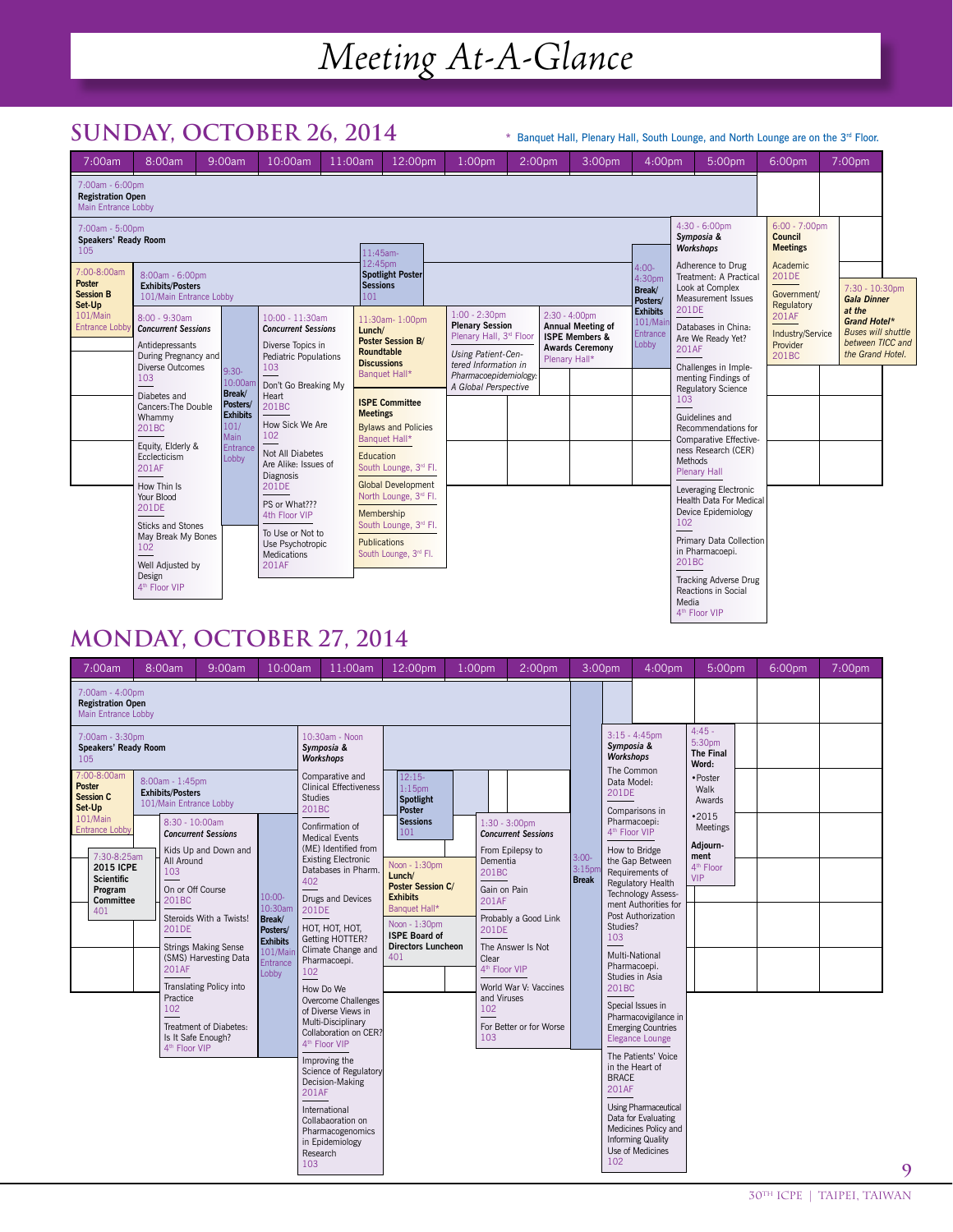# Meeting At-A-Glance

## SUNDAY, OCTOBER 26, 2014

* Banquet Hall, Plenary Hall, South Lounge, and North Lounge are on the 3rd Floor.

**7:00am - 6:00pm** — **Registration Open** — Main Entrance Lobby

**7:00am - 5:00pm** — **Speakers' Ready Room** — 105

**7:00-8:00am** — **Poster Session B Set-Up** — 101/Main Entrance Lobby

**8:00am - 6:00pm** — **Exhibits/Posters** — 101/Main Entrance Lobby

**8:00 - 9:30am** — ***Concurrent Sessions***
- Antidepressants During Pregnancy and Diverse Outcomes — 103
- Diabetes and Cancers: The Double Whammy — 201BC
- Equity, Elderly & Ecclecticism — 201AF
- How Thin Is Your Blood — 201DE
- Sticks and Stones May Break My Bones — 102
- Well Adjusted by Design — 4th Floor VIP

**9:30-10:00am** — **Break/ Posters/ Exhibits** — 101/Main Entrance Lobby

**10:00 - 11:30am** — ***Concurrent Sessions***
- Diverse Topics in Pediatric Populations — 103
- Don't Go Breaking My Heart — 201BC
- How Sick We Are — 102
- Not All Diabetes Are Alike: Issues of Diagnosis — 201DE
- PS or What??? — 4th Floor VIP
- To Use or Not to Use Psychotropic Medications — 201AF

**11:45am-12:45pm** — **Spotlight Poster Sessions** — 101

**11:30am- 1:00pm** — **Lunch/ Poster Session B/ Roundtable Discussions** — Banquet Hall*

**ISPE Committee Meetings**
- Bylaws and Policies — Banquet Hall*
- Education — South Lounge, 3rd Fl.
- Global Development — North Lounge, 3rd Fl.
- Membership — South Lounge, 3rd Fl.
- Publications — South Lounge, 3rd Fl.

**1:00 - 2:30pm** — **Plenary Session** — Plenary Hall, 3rd Floor
*Using Patient-Centered Information in Pharmacoepidemiology: A Global Perspective*

**2:30 - 4:00pm** — **Annual Meeting of ISPE Members & Awards Ceremony** — Plenary Hall*

**4:00-4:30pm** — **Break/ Posters/ Exhibits** — 101/Main Entrance Lobby

**4:30 - 6:00pm** — ***Symposia & Workshops***
- Adherence to Drug Treatment: A Practical Look at Complex Measurement Issues — 201DE
- Databases in China: Are We Ready Yet? — 201AF
- Challenges in Implementing Findings of Regulatory Science — 103
- Guidelines and Recommendations for Comparative Effectiveness Research (CER) Methods — Plenary Hall
- Leveraging Electronic Health Data For Medical Device Epidemiology — 102
- Primary Data Collection in Pharmacoepi. — 201BC
- Tracking Adverse Drug Reactions in Social Media — 4th Floor VIP

**6:00 - 7:00pm** — **Council Meetings**
- Academic — 201DE
- Government/ Regulatory — 201AF
- Industry/Service Provider — 201BC

**7:30 - 10:30pm** — ***Gala Dinner at the Grand Hotel**** — *Buses will shuttle between TICC and the Grand Hotel.*

## MONDAY, OCTOBER 27, 2014

**7:00am - 4:00pm** — **Registration Open** — Main Entrance Lobby

**7:00am - 3:30pm** — **Speakers' Ready Room** — 105

**7:00-8:00am** — **Poster Session C Set-Up** — 101/Main Entrance Lobby

**7:30-8:25am** — **2015 ICPE Scientific Program Committee** — 401

**8:00am - 1:45pm** — **Exhibits/Posters** — 101/Main Entrance Lobby

**8:30 - 10:00am** — ***Concurrent Sessions***
- Kids Up and Down and All Around — 103
- On or Off Course — 201BC
- Steroids With a Twists! — 201DE
- Strings Making Sense (SMS) Harvesting Data — 201AF
- Translating Policy into Practice — 102
- Treatment of Diabetes: Is It Safe Enough? — 4th Floor VIP

**10:00-10:30am** — **Break/ Posters/ Exhibits** — 101/Main Entrance Lobby

**10:30am - Noon** — ***Symposia & Workshops***
- Comparative and Clinical Effectiveness Studies — 201BC
- Confirmation of Medical Events (ME) Identified from Existing Electronic Databases in Pharm. — 402
- Drugs and Devices — 201DE
- HOT, HOT, HOT, Getting HOTTER? Climate Change and Pharmacoepi. — 102
- How Do We Overcome Challenges of Diverse Views in Multi-Disciplinary Collaboration on CER? — 4th Floor VIP
- Improving the Science of Regulatory Decision-Making — 201AF
- International Collabaoration on Pharmacogenomics in Epidemiology Research — 103

**12:15-1:15pm** — **Spotlight Poster Sessions** — 101

**Noon - 1:30pm** — **Lunch/ Poster Session C/ Exhibits** — Banquet Hall*

**Noon - 1:30pm** — **ISPE Board of Directors Luncheon** — 401

**1:30 - 3:00pm** — ***Concurrent Sessions***
- From Epilepsy to Dementia — 201BC
- Gain on Pain — 201AF
- Probably a Good Link — 201DE
- The Answer Is Not Clear — 4th Floor VIP
- World War V: Vaccines and Viruses — 102
- For Better or for Worse — 103

**3:00-3:15pm** — **Break**

**3:15 - 4:45pm** — ***Symposia & Workshops***
- The Common Data Model: — 201DE
- Comparisons in Pharmacoepi: — 4th Floor VIP
- How to Bridge the Gap Between the Requirements of Regulatory Health Technology Assessment Authorities for Post Authorization Studies? — 103
- Multi-National Pharmacoepi. Studies in Asia — 201BC
- Special Issues in Pharmacovigilance in Emerging Countries — Elegance Lounge
- The Patients' Voice in the Heart of BRACE — 201AF
- Using Pharmaceutical Data for Evaluating Medicines Policy and Informing Quality Use of Medicines — 102

**4:45 - 5:30pm** — **The Final Word:** — 4th Floor VIP
- Poster Walk Awards
- 2015 Meetings

**Adjournment**